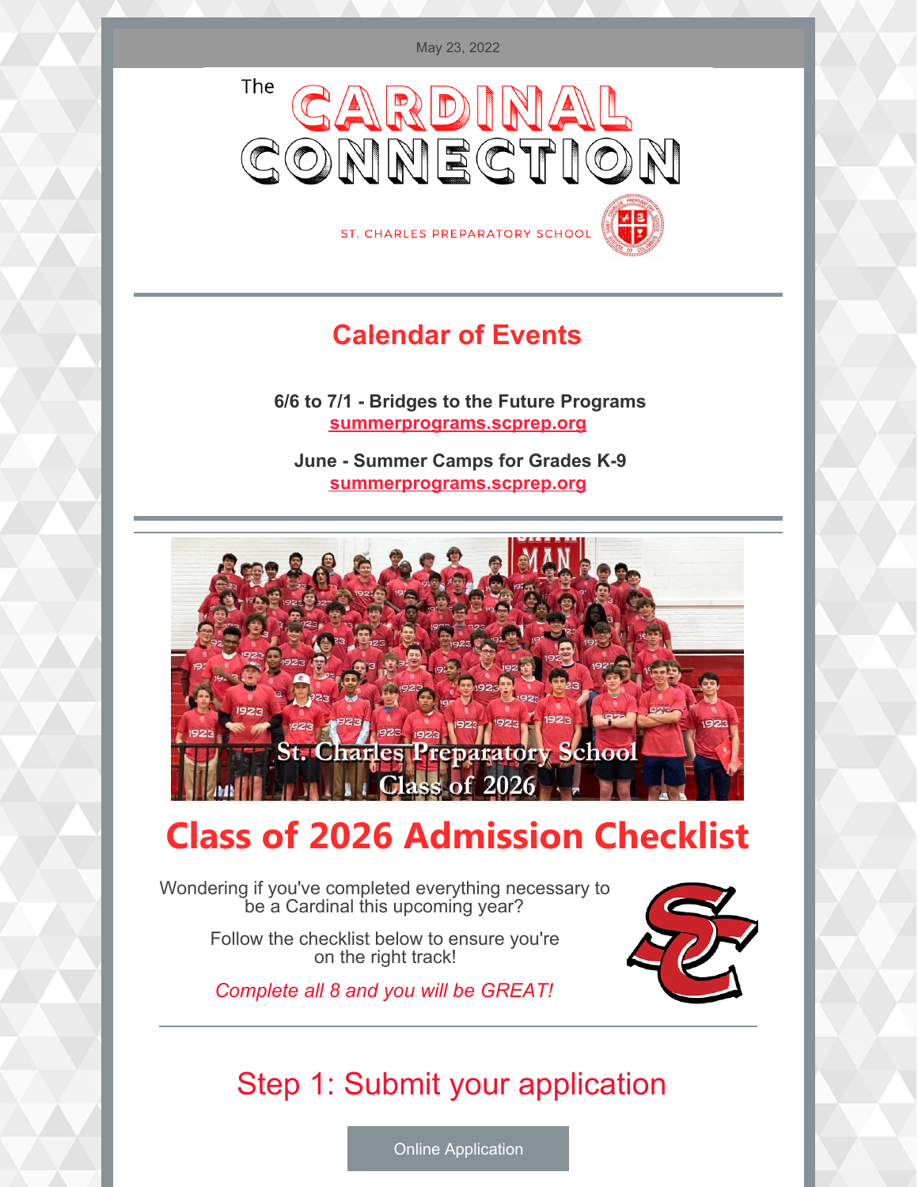May 23, 2022

# The CARDINAL CONNECTION

ST. CHARLES PREPARATORY SCHOOL

## Calendar of Events

**6/6 to 7/1 - Bridges to the Future Programs**
**summerprograms.scprep.org**

**June - Summer Camps for Grades K-9**
**summerprograms.scprep.org**

St. Charles Preparatory School
Class of 2026

# Class of 2026 Admission Checklist

Wondering if you've completed everything necessary to be a Cardinal this upcoming year?

Follow the checklist below to ensure you're on the right track!

*Complete all 8 and you will be GREAT!*

## Step 1: Submit your application

Online Application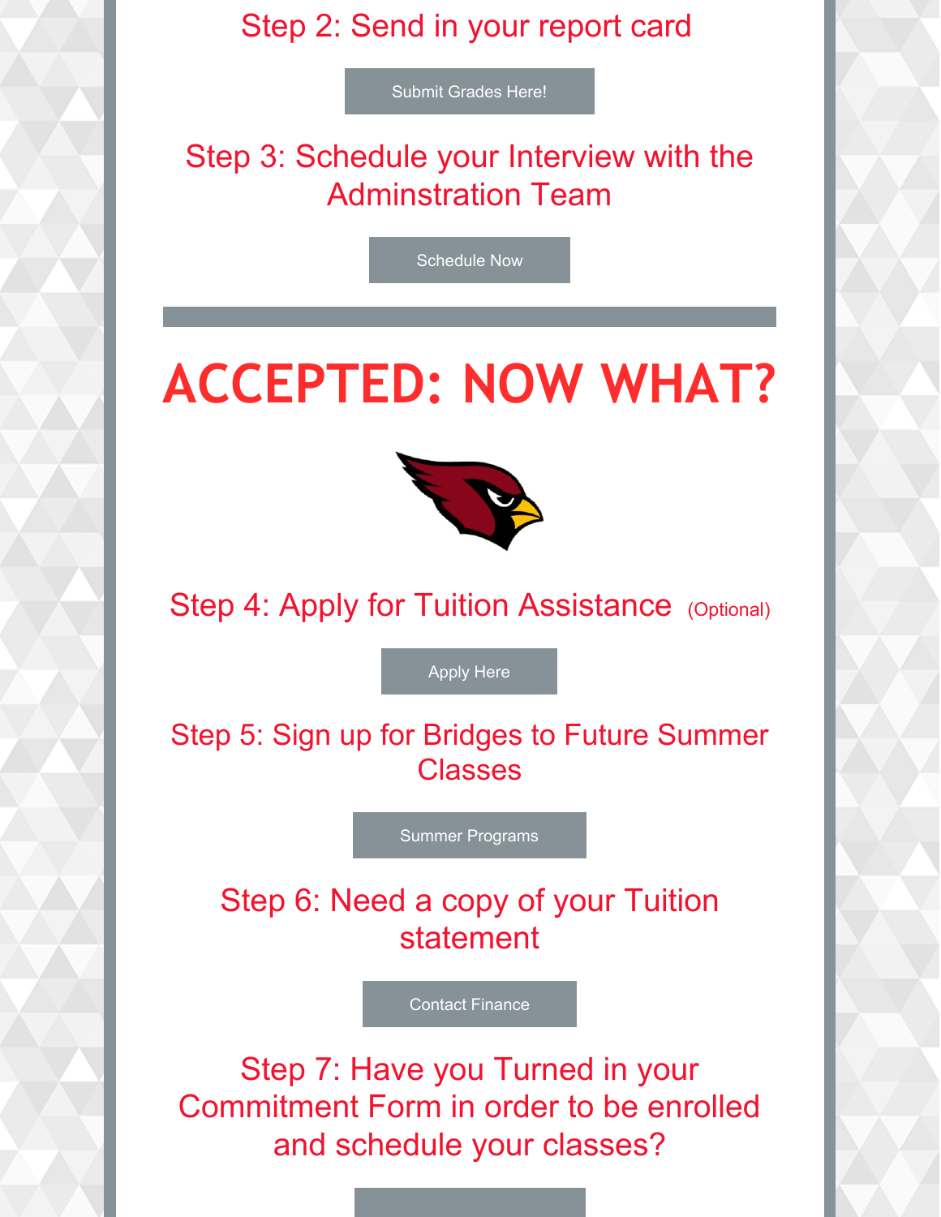## Step 2: Send in your report card

Submit Grades Here!

## Step 3: Schedule your Interview with the Adminstration Team

Schedule Now

# ACCEPTED: NOW WHAT?

## Step 4: Apply for Tuition Assistance (Optional)

Apply Here

## Step 5: Sign up for Bridges to Future Summer Classes

Summer Programs

## Step 6: Need a copy of your Tuition statement

Contact Finance

## Step 7: Have you Turned in your Commitment Form in order to be enrolled and schedule your classes?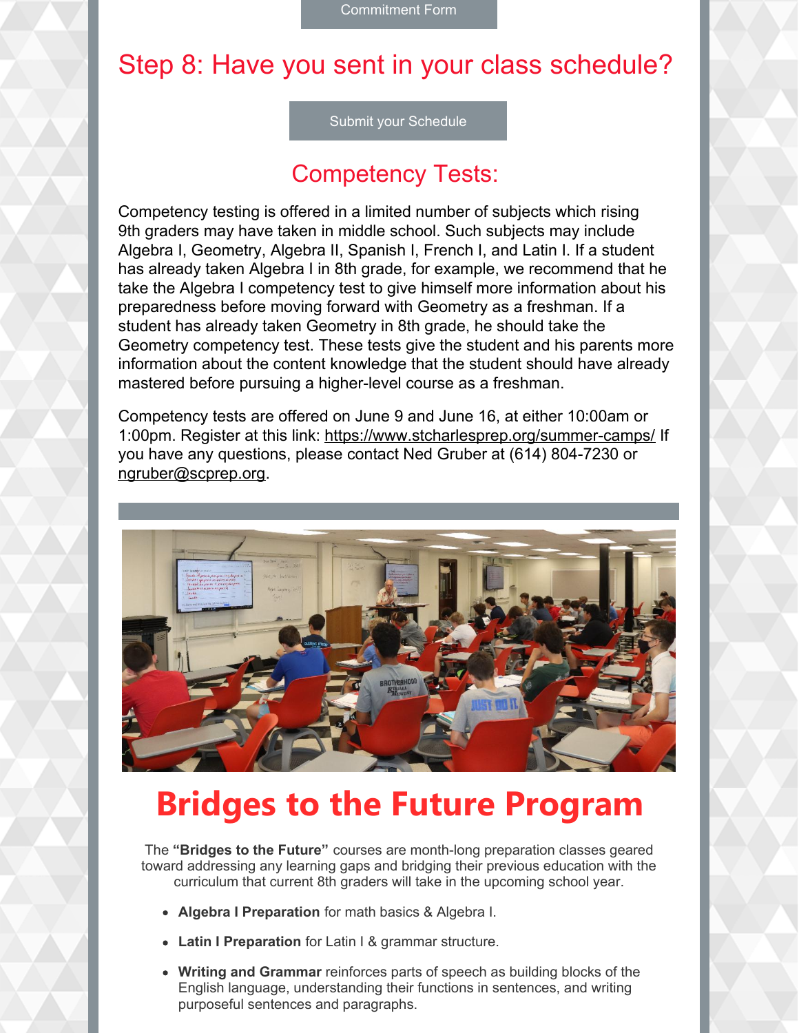Commitment Form

## Step 8: Have you sent in your class schedule?

Submit your Schedule

## Competency Tests:

Competency testing is offered in a limited number of subjects which rising 9th graders may have taken in middle school. Such subjects may include Algebra I, Geometry, Algebra II, Spanish I, French I, and Latin I. If a student has already taken Algebra I in 8th grade, for example, we recommend that he take the Algebra I competency test to give himself more information about his preparedness before moving forward with Geometry as a freshman. If a student has already taken Geometry in 8th grade, he should take the Geometry competency test. These tests give the student and his parents more information about the content knowledge that the student should have already mastered before pursuing a higher-level course as a freshman.

Competency tests are offered on June 9 and June 16, at either 10:00am or 1:00pm. Register at this link: https://www.stcharlesprep.org/summer-camps/ If you have any questions, please contact Ned Gruber at (614) 804-7230 or ngruber@scprep.org.

# Bridges to the Future Program

The **"Bridges to the Future"** courses are month-long preparation classes geared toward addressing any learning gaps and bridging their previous education with the curriculum that current 8th graders will take in the upcoming school year.

- **Algebra I Preparation** for math basics & Algebra I.
- **Latin I Preparation** for Latin I & grammar structure.
- **Writing and Grammar** reinforces parts of speech as building blocks of the English language, understanding their functions in sentences, and writing purposeful sentences and paragraphs.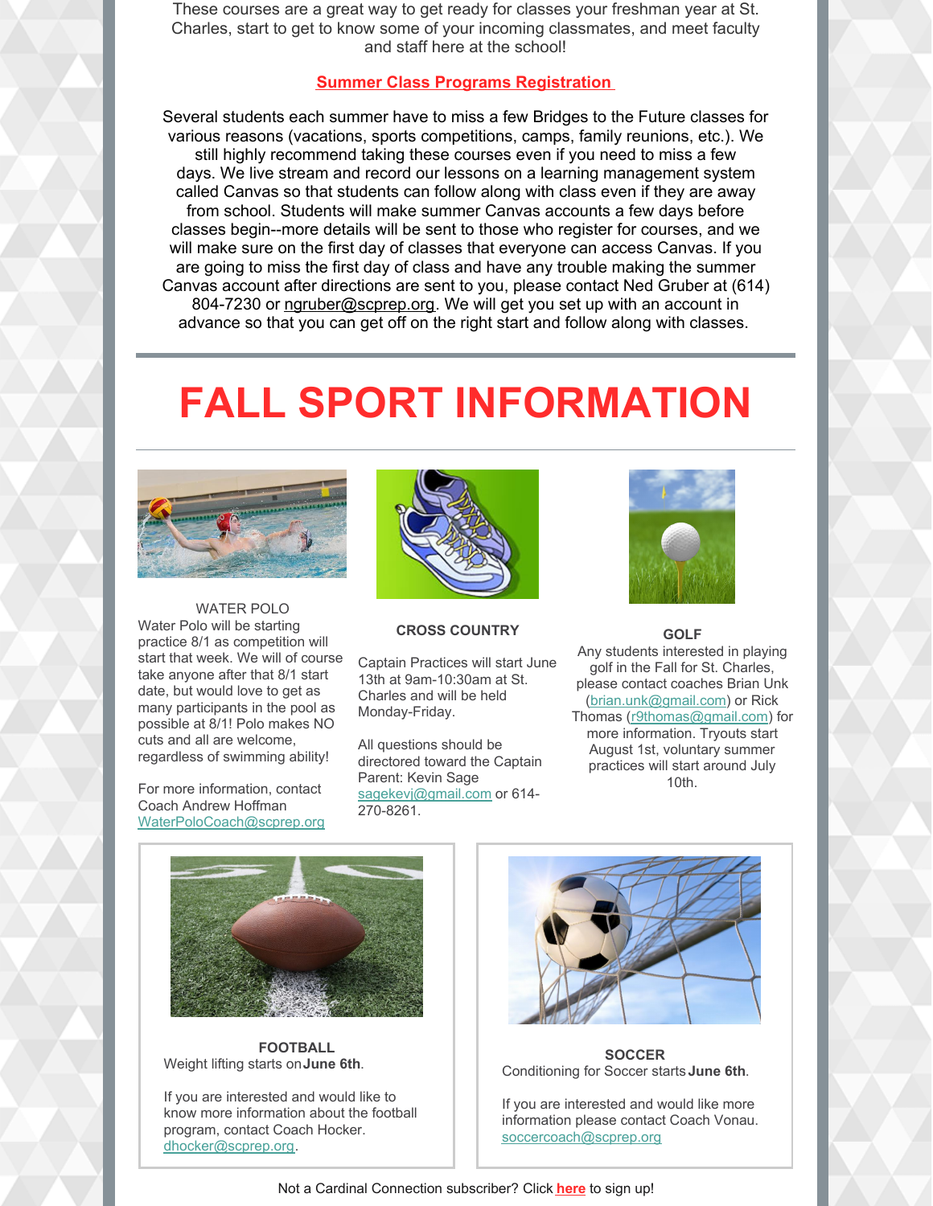These courses are a great way to get ready for classes your freshman year at St. Charles, start to get to know some of your incoming classmates, and meet faculty and staff here at the school!

**Summer Class Programs Registration**

Several students each summer have to miss a few Bridges to the Future classes for various reasons (vacations, sports competitions, camps, family reunions, etc.). We still highly recommend taking these courses even if you need to miss a few days. We live stream and record our lessons on a learning management system called Canvas so that students can follow along with class even if they are away from school. Students will make summer Canvas accounts a few days before classes begin--more details will be sent to those who register for courses, and we will make sure on the first day of classes that everyone can access Canvas. If you are going to miss the first day of class and have any trouble making the summer Canvas account after directions are sent to you, please contact Ned Gruber at (614) 804-7230 or ngruber@scprep.org. We will get you set up with an account in advance so that you can get off on the right start and follow along with classes.

# FALL SPORT INFORMATION

### WATER POLO

Water Polo will be starting practice 8/1 as competition will start that week. We will of course take anyone after that 8/1 start date, but would love to get as many participants in the pool as possible at 8/1! Polo makes NO cuts and all are welcome, regardless of swimming ability!

For more information, contact Coach Andrew Hoffman WaterPoloCoach@scprep.org

### CROSS COUNTRY

Captain Practices will start June 13th at 9am-10:30am at St. Charles and will be held Monday-Friday.

All questions should be directored toward the Captain Parent: Kevin Sage sagekevj@gmail.com or 614-270-8261.

### GOLF

Any students interested in playing golf in the Fall for St. Charles, please contact coaches Brian Unk (brian.unk@gmail.com) or Rick Thomas (r9thomas@gmail.com) for more information. Tryouts start August 1st, voluntary summer practices will start around July 10th.

### FOOTBALL

Weight lifting starts on **June 6th**.

If you are interested and would like to know more information about the football program, contact Coach Hocker. dhocker@scprep.org.

### SOCCER

Conditioning for Soccer starts **June 6th**.

If you are interested and would like more information please contact Coach Vonau. soccercoach@scprep.org

Not a Cardinal Connection subscriber? Click **here** to sign up!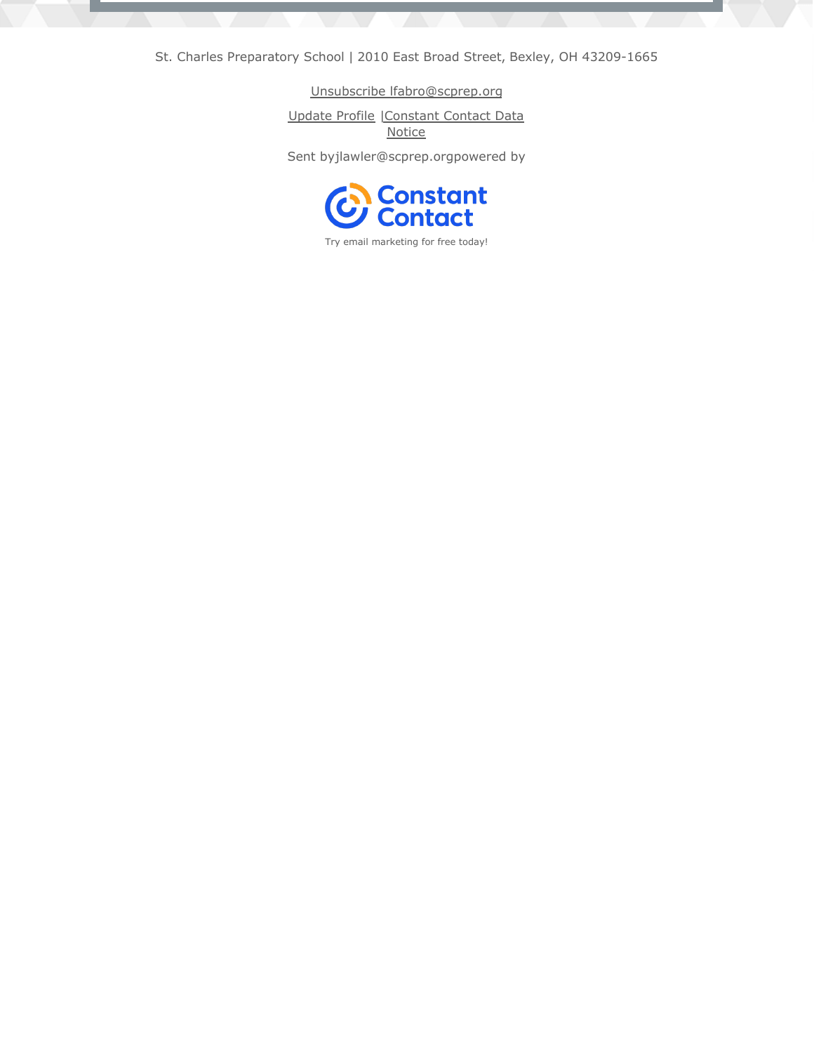St. Charles Preparatory School | 2010 East Broad Street, Bexley, OH 43209-1665

Unsubscribe lfabro@scprep.org

Update Profile |Constant Contact Data Notice

Sent byjlawler@scprep.orgpowered by

Constant Contact

Try email marketing for free today!